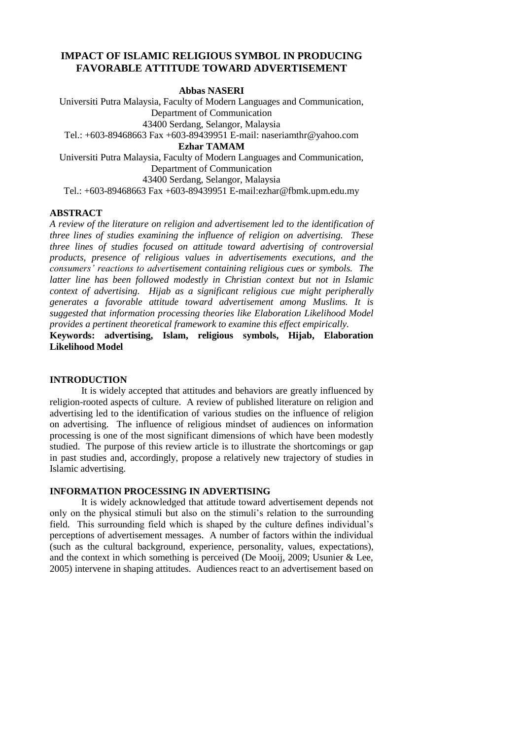# IMPACT OF ISLAMIC RELIGIOUS SYMBOL IN PRODUCING FAVORABLE ATTITUDE TOWARD ADVERTISEMENT

**Abbas NASERI**

Universiti Putra Malaysia, Faculty of Modern Languages and Communication, Department of Communication
43400 Serdang, Selangor, Malaysia
Tel.: +603-89468663 Fax +603-89439951 E-mail: naseriamthr@yahoo.com

**Ezhar TAMAM**

Universiti Putra Malaysia, Faculty of Modern Languages and Communication, Department of Communication
43400 Serdang, Selangor, Malaysia
Tel.: +603-89468663 Fax +603-89439951 E-mail:ezhar@fbmk.upm.edu.my

## ABSTRACT

*A review of the literature on religion and advertisement led to the identification of three lines of studies examining the influence of religion on advertising. These three lines of studies focused on attitude toward advertising of controversial products, presence of religious values in advertisements executions, and the consumers' reactions to advertisement containing religious cues or symbols. The latter line has been followed modestly in Christian context but not in Islamic context of advertising. Hijab as a significant religious cue might peripherally generates a favorable attitude toward advertisement among Muslims. It is suggested that information processing theories like Elaboration Likelihood Model provides a pertinent theoretical framework to examine this effect empirically.*

**Keywords: advertising, Islam, religious symbols, Hijab, Elaboration Likelihood Model**

## INTRODUCTION

It is widely accepted that attitudes and behaviors are greatly influenced by religion-rooted aspects of culture. A review of published literature on religion and advertising led to the identification of various studies on the influence of religion on advertising. The influence of religious mindset of audiences on information processing is one of the most significant dimensions of which have been modestly studied. The purpose of this review article is to illustrate the shortcomings or gap in past studies and, accordingly, propose a relatively new trajectory of studies in Islamic advertising.

## INFORMATION PROCESSING IN ADVERTISING

It is widely acknowledged that attitude toward advertisement depends not only on the physical stimuli but also on the stimuli's relation to the surrounding field. This surrounding field which is shaped by the culture defines individual's perceptions of advertisement messages. A number of factors within the individual (such as the cultural background, experience, personality, values, expectations), and the context in which something is perceived (De Mooij, 2009; Usunier & Lee, 2005) intervene in shaping attitudes. Audiences react to an advertisement based on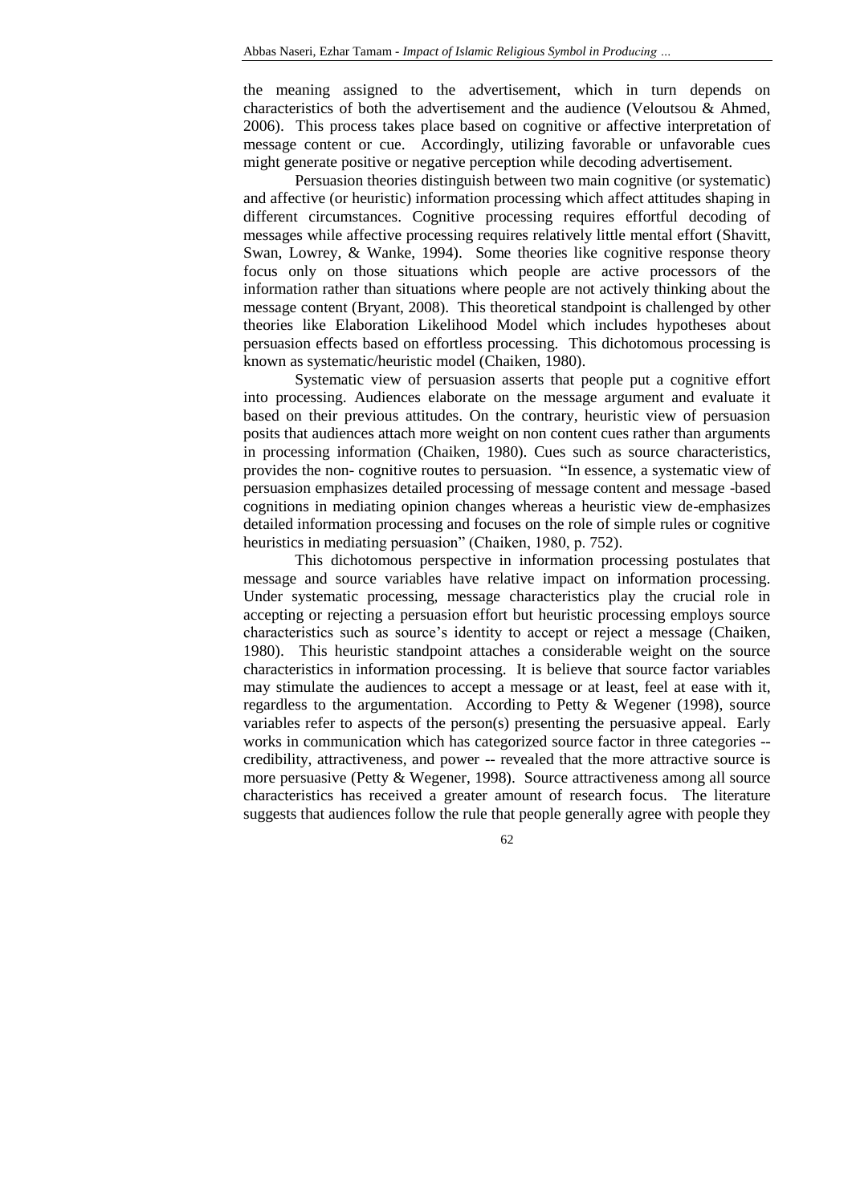the meaning assigned to the advertisement, which in turn depends on characteristics of both the advertisement and the audience (Veloutsou & Ahmed, 2006). This process takes place based on cognitive or affective interpretation of message content or cue. Accordingly, utilizing favorable or unfavorable cues might generate positive or negative perception while decoding advertisement.

Persuasion theories distinguish between two main cognitive (or systematic) and affective (or heuristic) information processing which affect attitudes shaping in different circumstances. Cognitive processing requires effortful decoding of messages while affective processing requires relatively little mental effort (Shavitt, Swan, Lowrey, & Wanke, 1994). Some theories like cognitive response theory focus only on those situations which people are active processors of the information rather than situations where people are not actively thinking about the message content (Bryant, 2008). This theoretical standpoint is challenged by other theories like Elaboration Likelihood Model which includes hypotheses about persuasion effects based on effortless processing. This dichotomous processing is known as systematic/heuristic model (Chaiken, 1980).

Systematic view of persuasion asserts that people put a cognitive effort into processing. Audiences elaborate on the message argument and evaluate it based on their previous attitudes. On the contrary, heuristic view of persuasion posits that audiences attach more weight on non content cues rather than arguments in processing information (Chaiken, 1980). Cues such as source characteristics, provides the non- cognitive routes to persuasion. "In essence, a systematic view of persuasion emphasizes detailed processing of message content and message -based cognitions in mediating opinion changes whereas a heuristic view de-emphasizes detailed information processing and focuses on the role of simple rules or cognitive heuristics in mediating persuasion" (Chaiken, 1980, p. 752).

This dichotomous perspective in information processing postulates that message and source variables have relative impact on information processing. Under systematic processing, message characteristics play the crucial role in accepting or rejecting a persuasion effort but heuristic processing employs source characteristics such as source's identity to accept or reject a message (Chaiken, 1980). This heuristic standpoint attaches a considerable weight on the source characteristics in information processing. It is believe that source factor variables may stimulate the audiences to accept a message or at least, feel at ease with it, regardless to the argumentation. According to Petty & Wegener (1998), source variables refer to aspects of the person(s) presenting the persuasive appeal. Early works in communication which has categorized source factor in three categories -- credibility, attractiveness, and power -- revealed that the more attractive source is more persuasive (Petty & Wegener, 1998). Source attractiveness among all source characteristics has received a greater amount of research focus. The literature suggests that audiences follow the rule that people generally agree with people they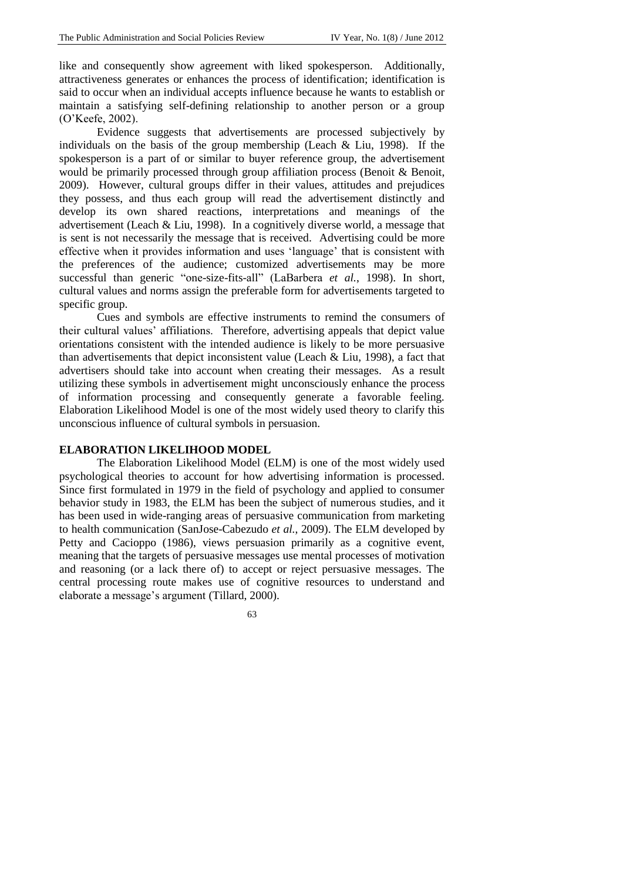like and consequently show agreement with liked spokesperson. Additionally, attractiveness generates or enhances the process of identification; identification is said to occur when an individual accepts influence because he wants to establish or maintain a satisfying self-defining relationship to another person or a group (O'Keefe, 2002).

Evidence suggests that advertisements are processed subjectively by individuals on the basis of the group membership (Leach & Liu, 1998). If the spokesperson is a part of or similar to buyer reference group, the advertisement would be primarily processed through group affiliation process (Benoit & Benoit, 2009). However, cultural groups differ in their values, attitudes and prejudices they possess, and thus each group will read the advertisement distinctly and develop its own shared reactions, interpretations and meanings of the advertisement (Leach & Liu, 1998). In a cognitively diverse world, a message that is sent is not necessarily the message that is received. Advertising could be more effective when it provides information and uses 'language' that is consistent with the preferences of the audience; customized advertisements may be more successful than generic "one-size-fits-all" (LaBarbera *et al.*, 1998). In short, cultural values and norms assign the preferable form for advertisements targeted to specific group.

Cues and symbols are effective instruments to remind the consumers of their cultural values' affiliations. Therefore, advertising appeals that depict value orientations consistent with the intended audience is likely to be more persuasive than advertisements that depict inconsistent value (Leach & Liu, 1998), a fact that advertisers should take into account when creating their messages. As a result utilizing these symbols in advertisement might unconsciously enhance the process of information processing and consequently generate a favorable feeling. Elaboration Likelihood Model is one of the most widely used theory to clarify this unconscious influence of cultural symbols in persuasion.

## ELABORATION LIKELIHOOD MODEL

The Elaboration Likelihood Model (ELM) is one of the most widely used psychological theories to account for how advertising information is processed. Since first formulated in 1979 in the field of psychology and applied to consumer behavior study in 1983, the ELM has been the subject of numerous studies, and it has been used in wide-ranging areas of persuasive communication from marketing to health communication (SanJose-Cabezudo *et al.*, 2009). The ELM developed by Petty and Cacioppo (1986), views persuasion primarily as a cognitive event, meaning that the targets of persuasive messages use mental processes of motivation and reasoning (or a lack there of) to accept or reject persuasive messages. The central processing route makes use of cognitive resources to understand and elaborate a message's argument (Tillard, 2000).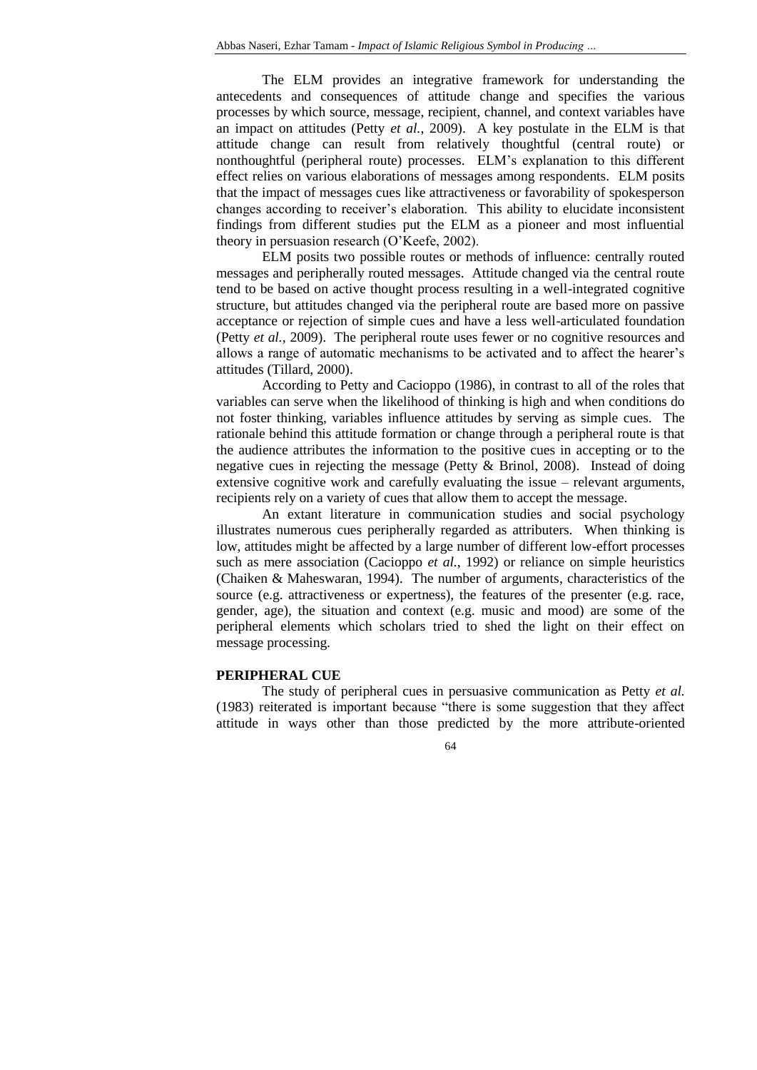The ELM provides an integrative framework for understanding the antecedents and consequences of attitude change and specifies the various processes by which source, message, recipient, channel, and context variables have an impact on attitudes (Petty *et al.*, 2009). A key postulate in the ELM is that attitude change can result from relatively thoughtful (central route) or nonthoughtful (peripheral route) processes. ELM's explanation to this different effect relies on various elaborations of messages among respondents. ELM posits that the impact of messages cues like attractiveness or favorability of spokesperson changes according to receiver's elaboration. This ability to elucidate inconsistent findings from different studies put the ELM as a pioneer and most influential theory in persuasion research (O'Keefe, 2002).

ELM posits two possible routes or methods of influence: centrally routed messages and peripherally routed messages. Attitude changed via the central route tend to be based on active thought process resulting in a well-integrated cognitive structure, but attitudes changed via the peripheral route are based more on passive acceptance or rejection of simple cues and have a less well-articulated foundation (Petty *et al.*, 2009). The peripheral route uses fewer or no cognitive resources and allows a range of automatic mechanisms to be activated and to affect the hearer's attitudes (Tillard, 2000).

According to Petty and Cacioppo (1986), in contrast to all of the roles that variables can serve when the likelihood of thinking is high and when conditions do not foster thinking, variables influence attitudes by serving as simple cues. The rationale behind this attitude formation or change through a peripheral route is that the audience attributes the information to the positive cues in accepting or to the negative cues in rejecting the message (Petty & Brinol, 2008). Instead of doing extensive cognitive work and carefully evaluating the issue – relevant arguments, recipients rely on a variety of cues that allow them to accept the message.

An extant literature in communication studies and social psychology illustrates numerous cues peripherally regarded as attributers. When thinking is low, attitudes might be affected by a large number of different low-effort processes such as mere association (Cacioppo *et al.*, 1992) or reliance on simple heuristics (Chaiken & Maheswaran, 1994). The number of arguments, characteristics of the source (e.g. attractiveness or expertness), the features of the presenter (e.g. race, gender, age), the situation and context (e.g. music and mood) are some of the peripheral elements which scholars tried to shed the light on their effect on message processing.

## PERIPHERAL CUE

The study of peripheral cues in persuasive communication as Petty *et al.* (1983) reiterated is important because "there is some suggestion that they affect attitude in ways other than those predicted by the more attribute-oriented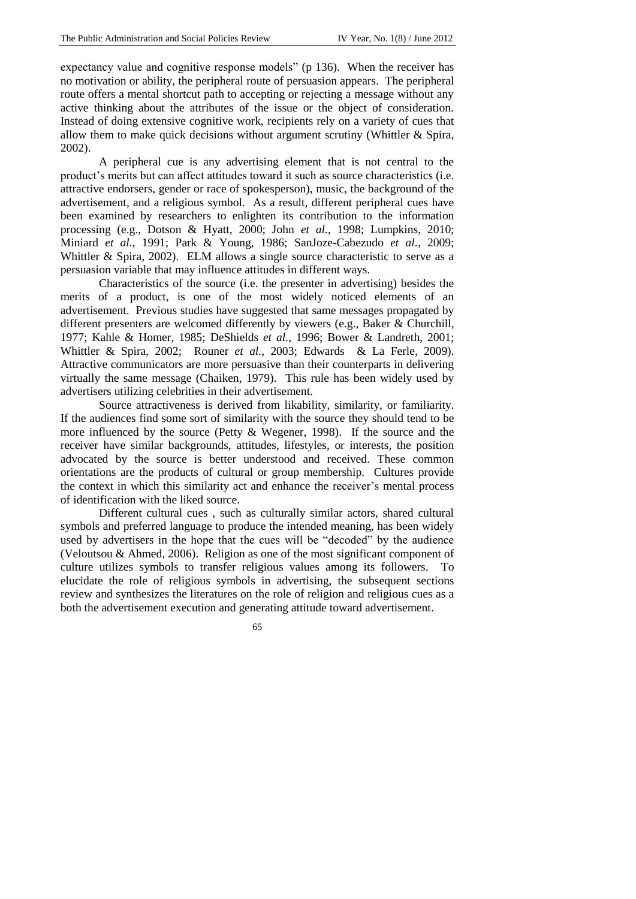expectancy value and cognitive response models" (p 136). When the receiver has no motivation or ability, the peripheral route of persuasion appears. The peripheral route offers a mental shortcut path to accepting or rejecting a message without any active thinking about the attributes of the issue or the object of consideration. Instead of doing extensive cognitive work, recipients rely on a variety of cues that allow them to make quick decisions without argument scrutiny (Whittler & Spira, 2002).

A peripheral cue is any advertising element that is not central to the product's merits but can affect attitudes toward it such as source characteristics (i.e. attractive endorsers, gender or race of spokesperson), music, the background of the advertisement, and a religious symbol. As a result, different peripheral cues have been examined by researchers to enlighten its contribution to the information processing (e.g., Dotson & Hyatt, 2000; John *et al.*, 1998; Lumpkins, 2010; Miniard *et al.*, 1991; Park & Young, 1986; SanJoze-Cabezudo *et al.*, 2009; Whittler & Spira, 2002). ELM allows a single source characteristic to serve as a persuasion variable that may influence attitudes in different ways.

Characteristics of the source (i.e. the presenter in advertising) besides the merits of a product, is one of the most widely noticed elements of an advertisement. Previous studies have suggested that same messages propagated by different presenters are welcomed differently by viewers (e.g., Baker & Churchill, 1977; Kahle & Homer, 1985; DeShields *et al.*, 1996; Bower & Landreth, 2001; Whittler & Spira, 2002; Rouner *et al.*, 2003; Edwards & La Ferle, 2009). Attractive communicators are more persuasive than their counterparts in delivering virtually the same message (Chaiken, 1979). This rule has been widely used by advertisers utilizing celebrities in their advertisement.

Source attractiveness is derived from likability, similarity, or familiarity. If the audiences find some sort of similarity with the source they should tend to be more influenced by the source (Petty & Wegener, 1998). If the source and the receiver have similar backgrounds, attitudes, lifestyles, or interests, the position advocated by the source is better understood and received. These common orientations are the products of cultural or group membership. Cultures provide the context in which this similarity act and enhance the receiver's mental process of identification with the liked source.

Different cultural cues , such as culturally similar actors, shared cultural symbols and preferred language to produce the intended meaning, has been widely used by advertisers in the hope that the cues will be "decoded" by the audience (Veloutsou & Ahmed, 2006). Religion as one of the most significant component of culture utilizes symbols to transfer religious values among its followers. To elucidate the role of religious symbols in advertising, the subsequent sections review and synthesizes the literatures on the role of religion and religious cues as a both the advertisement execution and generating attitude toward advertisement.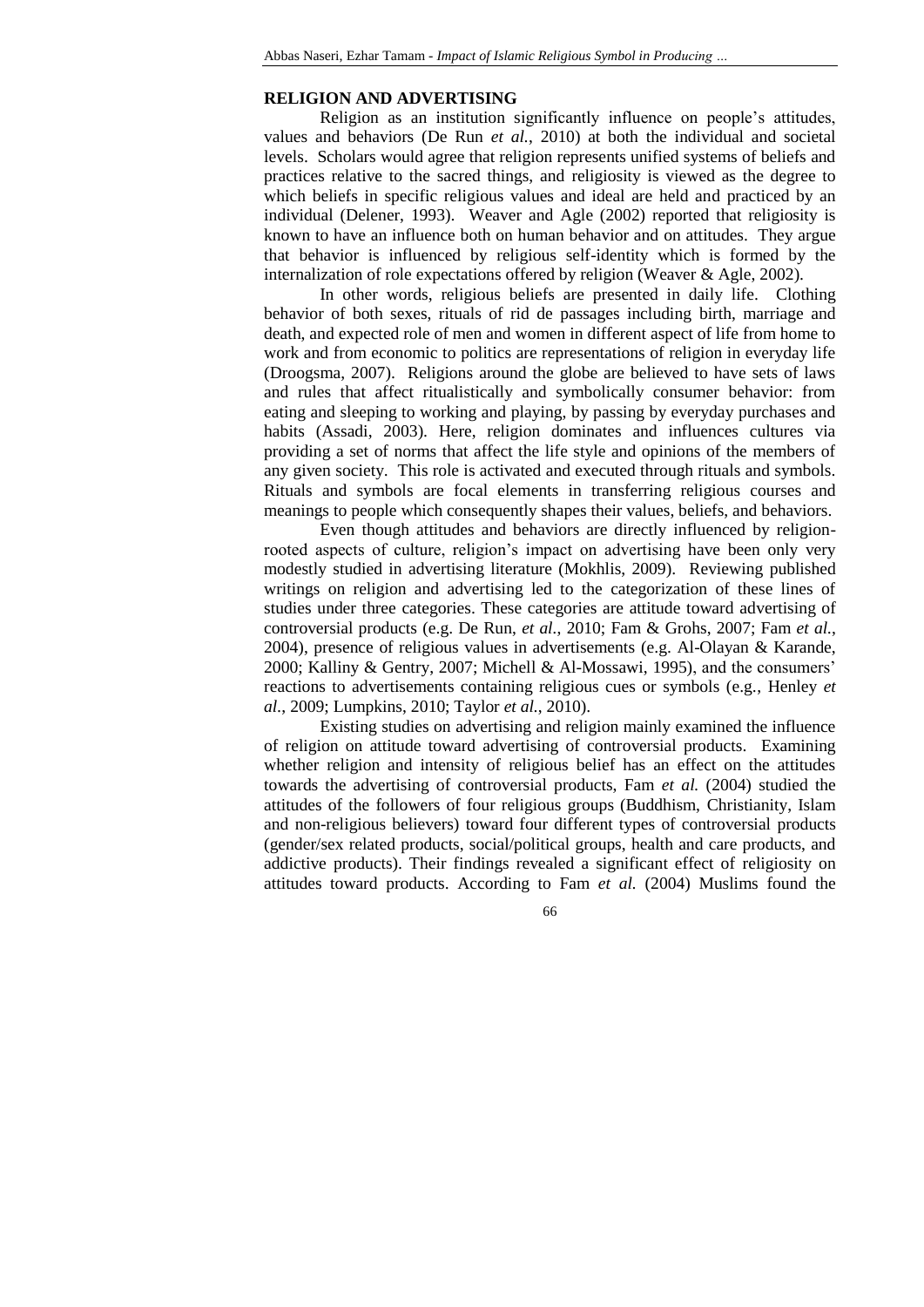## RELIGION AND ADVERTISING

Religion as an institution significantly influence on people's attitudes, values and behaviors (De Run *et al.*, 2010) at both the individual and societal levels. Scholars would agree that religion represents unified systems of beliefs and practices relative to the sacred things, and religiosity is viewed as the degree to which beliefs in specific religious values and ideal are held and practiced by an individual (Delener, 1993). Weaver and Agle (2002) reported that religiosity is known to have an influence both on human behavior and on attitudes. They argue that behavior is influenced by religious self-identity which is formed by the internalization of role expectations offered by religion (Weaver & Agle, 2002).

In other words, religious beliefs are presented in daily life. Clothing behavior of both sexes, rituals of rid de passages including birth, marriage and death, and expected role of men and women in different aspect of life from home to work and from economic to politics are representations of religion in everyday life (Droogsma, 2007). Religions around the globe are believed to have sets of laws and rules that affect ritualistically and symbolically consumer behavior: from eating and sleeping to working and playing, by passing by everyday purchases and habits (Assadi, 2003). Here, religion dominates and influences cultures via providing a set of norms that affect the life style and opinions of the members of any given society. This role is activated and executed through rituals and symbols. Rituals and symbols are focal elements in transferring religious courses and meanings to people which consequently shapes their values, beliefs, and behaviors.

Even though attitudes and behaviors are directly influenced by religion-rooted aspects of culture, religion's impact on advertising have been only very modestly studied in advertising literature (Mokhlis, 2009). Reviewing published writings on religion and advertising led to the categorization of these lines of studies under three categories. These categories are attitude toward advertising of controversial products (e.g. De Run, *et al.*, 2010; Fam & Grohs, 2007; Fam *et al.*, 2004), presence of religious values in advertisements (e.g. Al-Olayan & Karande, 2000; Kalliny & Gentry, 2007; Michell & Al-Mossawi, 1995), and the consumers' reactions to advertisements containing religious cues or symbols (e.g., Henley *et al.*, 2009; Lumpkins, 2010; Taylor *et al.*, 2010).

Existing studies on advertising and religion mainly examined the influence of religion on attitude toward advertising of controversial products. Examining whether religion and intensity of religious belief has an effect on the attitudes towards the advertising of controversial products, Fam *et al.* (2004) studied the attitudes of the followers of four religious groups (Buddhism, Christianity, Islam and non-religious believers) toward four different types of controversial products (gender/sex related products, social/political groups, health and care products, and addictive products). Their findings revealed a significant effect of religiosity on attitudes toward products. According to Fam *et al.* (2004) Muslims found the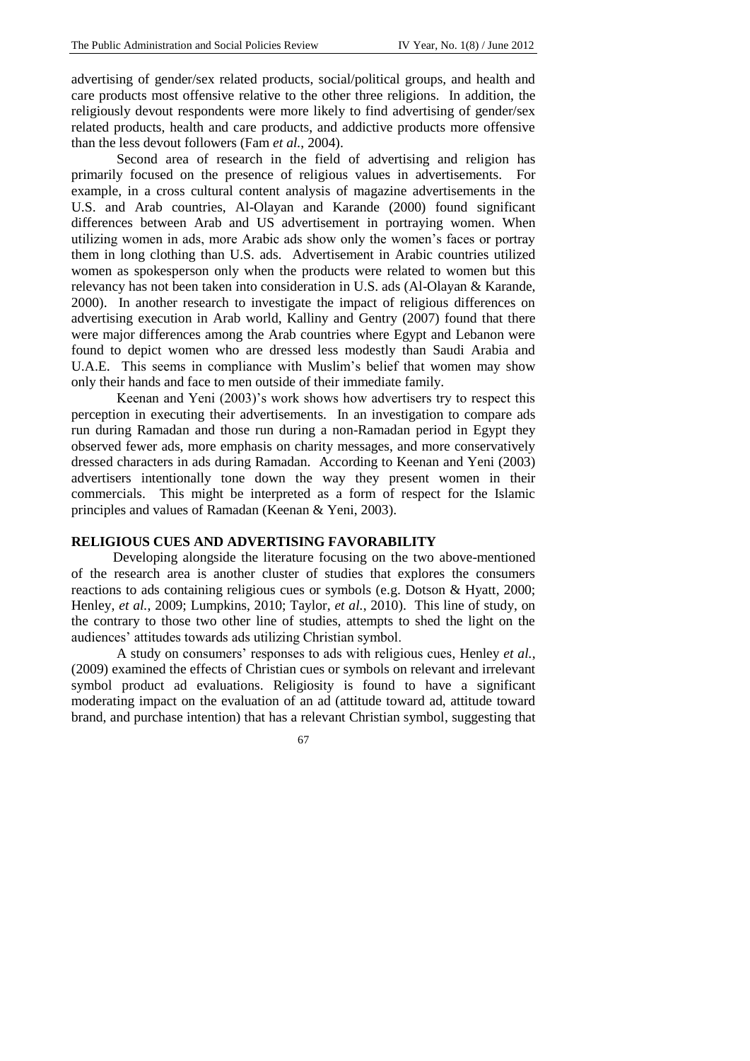advertising of gender/sex related products, social/political groups, and health and care products most offensive relative to the other three religions. In addition, the religiously devout respondents were more likely to find advertising of gender/sex related products, health and care products, and addictive products more offensive than the less devout followers (Fam *et al.*, 2004).

Second area of research in the field of advertising and religion has primarily focused on the presence of religious values in advertisements. For example, in a cross cultural content analysis of magazine advertisements in the U.S. and Arab countries, Al-Olayan and Karande (2000) found significant differences between Arab and US advertisement in portraying women. When utilizing women in ads, more Arabic ads show only the women's faces or portray them in long clothing than U.S. ads. Advertisement in Arabic countries utilized women as spokesperson only when the products were related to women but this relevancy has not been taken into consideration in U.S. ads (Al-Olayan & Karande, 2000). In another research to investigate the impact of religious differences on advertising execution in Arab world, Kalliny and Gentry (2007) found that there were major differences among the Arab countries where Egypt and Lebanon were found to depict women who are dressed less modestly than Saudi Arabia and U.A.E. This seems in compliance with Muslim's belief that women may show only their hands and face to men outside of their immediate family.

Keenan and Yeni (2003)'s work shows how advertisers try to respect this perception in executing their advertisements. In an investigation to compare ads run during Ramadan and those run during a non-Ramadan period in Egypt they observed fewer ads, more emphasis on charity messages, and more conservatively dressed characters in ads during Ramadan. According to Keenan and Yeni (2003) advertisers intentionally tone down the way they present women in their commercials. This might be interpreted as a form of respect for the Islamic principles and values of Ramadan (Keenan & Yeni, 2003).

## RELIGIOUS CUES AND ADVERTISING FAVORABILITY

Developing alongside the literature focusing on the two above-mentioned of the research area is another cluster of studies that explores the consumers reactions to ads containing religious cues or symbols (e.g. Dotson & Hyatt, 2000; Henley, *et al.*, 2009; Lumpkins, 2010; Taylor, *et al.*, 2010). This line of study, on the contrary to those two other line of studies, attempts to shed the light on the audiences' attitudes towards ads utilizing Christian symbol.

A study on consumers' responses to ads with religious cues, Henley *et al.*, (2009) examined the effects of Christian cues or symbols on relevant and irrelevant symbol product ad evaluations. Religiosity is found to have a significant moderating impact on the evaluation of an ad (attitude toward ad, attitude toward brand, and purchase intention) that has a relevant Christian symbol, suggesting that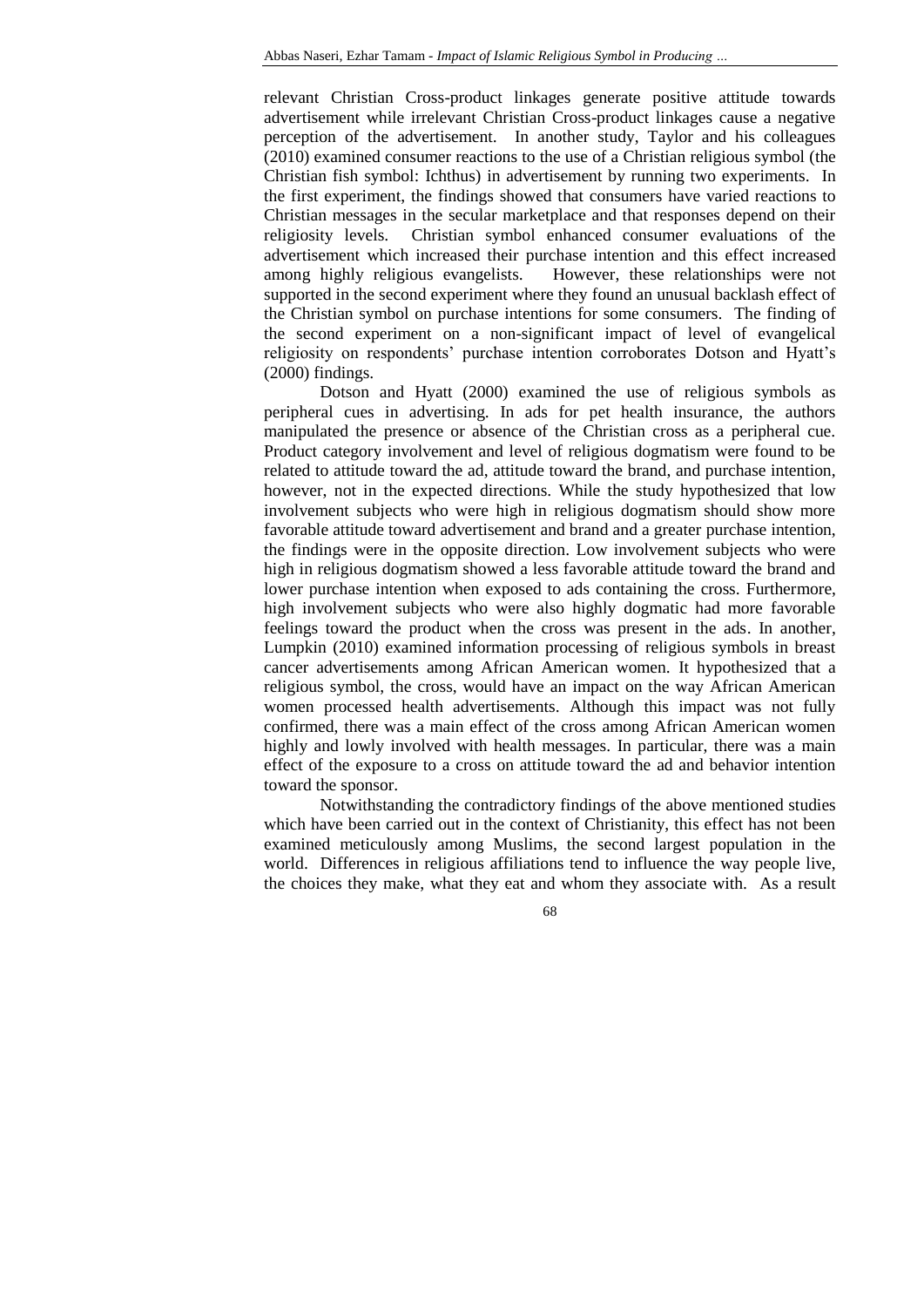relevant Christian Cross-product linkages generate positive attitude towards advertisement while irrelevant Christian Cross-product linkages cause a negative perception of the advertisement. In another study, Taylor and his colleagues (2010) examined consumer reactions to the use of a Christian religious symbol (the Christian fish symbol: Ichthus) in advertisement by running two experiments. In the first experiment, the findings showed that consumers have varied reactions to Christian messages in the secular marketplace and that responses depend on their religiosity levels. Christian symbol enhanced consumer evaluations of the advertisement which increased their purchase intention and this effect increased among highly religious evangelists. However, these relationships were not supported in the second experiment where they found an unusual backlash effect of the Christian symbol on purchase intentions for some consumers. The finding of the second experiment on a non-significant impact of level of evangelical religiosity on respondents' purchase intention corroborates Dotson and Hyatt's (2000) findings.

Dotson and Hyatt (2000) examined the use of religious symbols as peripheral cues in advertising. In ads for pet health insurance, the authors manipulated the presence or absence of the Christian cross as a peripheral cue. Product category involvement and level of religious dogmatism were found to be related to attitude toward the ad, attitude toward the brand, and purchase intention, however, not in the expected directions. While the study hypothesized that low involvement subjects who were high in religious dogmatism should show more favorable attitude toward advertisement and brand and a greater purchase intention, the findings were in the opposite direction. Low involvement subjects who were high in religious dogmatism showed a less favorable attitude toward the brand and lower purchase intention when exposed to ads containing the cross. Furthermore, high involvement subjects who were also highly dogmatic had more favorable feelings toward the product when the cross was present in the ads. In another, Lumpkin (2010) examined information processing of religious symbols in breast cancer advertisements among African American women. It hypothesized that a religious symbol, the cross, would have an impact on the way African American women processed health advertisements. Although this impact was not fully confirmed, there was a main effect of the cross among African American women highly and lowly involved with health messages. In particular, there was a main effect of the exposure to a cross on attitude toward the ad and behavior intention toward the sponsor.

Notwithstanding the contradictory findings of the above mentioned studies which have been carried out in the context of Christianity, this effect has not been examined meticulously among Muslims, the second largest population in the world. Differences in religious affiliations tend to influence the way people live, the choices they make, what they eat and whom they associate with. As a result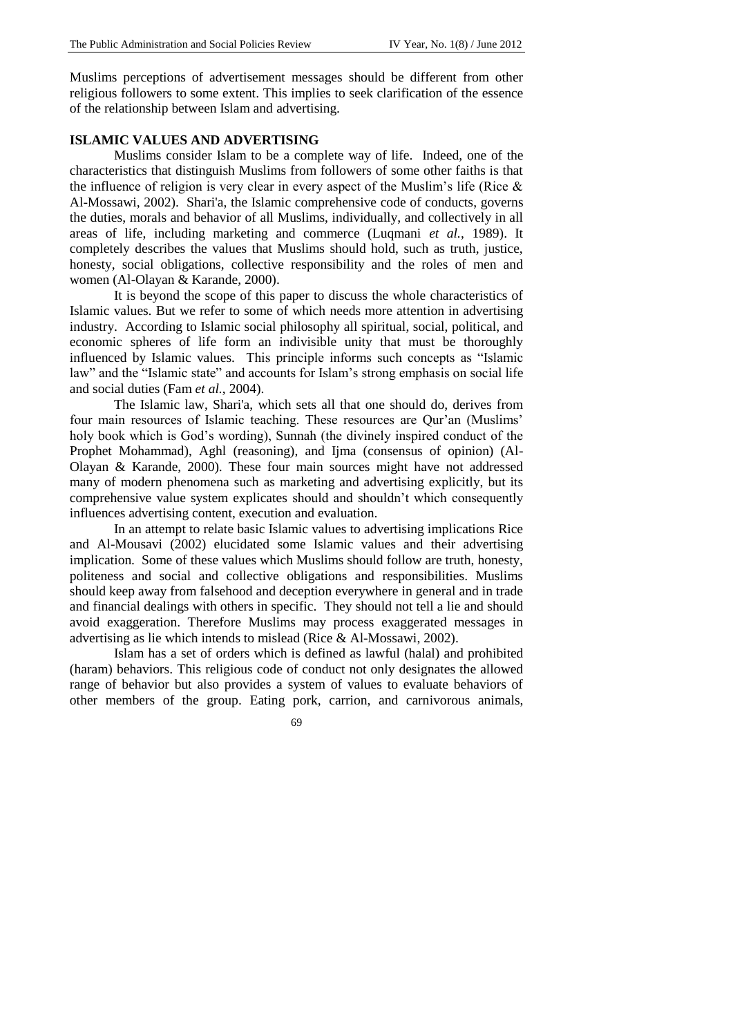Muslims perceptions of advertisement messages should be different from other religious followers to some extent. This implies to seek clarification of the essence of the relationship between Islam and advertising.

## ISLAMIC VALUES AND ADVERTISING

Muslims consider Islam to be a complete way of life. Indeed, one of the characteristics that distinguish Muslims from followers of some other faiths is that the influence of religion is very clear in every aspect of the Muslim's life (Rice & Al-Mossawi, 2002). Shari'a, the Islamic comprehensive code of conducts, governs the duties, morals and behavior of all Muslims, individually, and collectively in all areas of life, including marketing and commerce (Luqmani *et al.*, 1989). It completely describes the values that Muslims should hold, such as truth, justice, honesty, social obligations, collective responsibility and the roles of men and women (Al-Olayan & Karande, 2000).

It is beyond the scope of this paper to discuss the whole characteristics of Islamic values. But we refer to some of which needs more attention in advertising industry. According to Islamic social philosophy all spiritual, social, political, and economic spheres of life form an indivisible unity that must be thoroughly influenced by Islamic values. This principle informs such concepts as "Islamic law" and the "Islamic state" and accounts for Islam's strong emphasis on social life and social duties (Fam *et al.*, 2004).

The Islamic law, Shari'a, which sets all that one should do, derives from four main resources of Islamic teaching. These resources are Qur'an (Muslims' holy book which is God's wording), Sunnah (the divinely inspired conduct of the Prophet Mohammad), Aghl (reasoning), and Ijma (consensus of opinion) (Al-Olayan & Karande, 2000). These four main sources might have not addressed many of modern phenomena such as marketing and advertising explicitly, but its comprehensive value system explicates should and shouldn't which consequently influences advertising content, execution and evaluation.

In an attempt to relate basic Islamic values to advertising implications Rice and Al-Mousavi (2002) elucidated some Islamic values and their advertising implication. Some of these values which Muslims should follow are truth, honesty, politeness and social and collective obligations and responsibilities. Muslims should keep away from falsehood and deception everywhere in general and in trade and financial dealings with others in specific. They should not tell a lie and should avoid exaggeration. Therefore Muslims may process exaggerated messages in advertising as lie which intends to mislead (Rice & Al-Mossawi, 2002).

Islam has a set of orders which is defined as lawful (halal) and prohibited (haram) behaviors. This religious code of conduct not only designates the allowed range of behavior but also provides a system of values to evaluate behaviors of other members of the group. Eating pork, carrion, and carnivorous animals,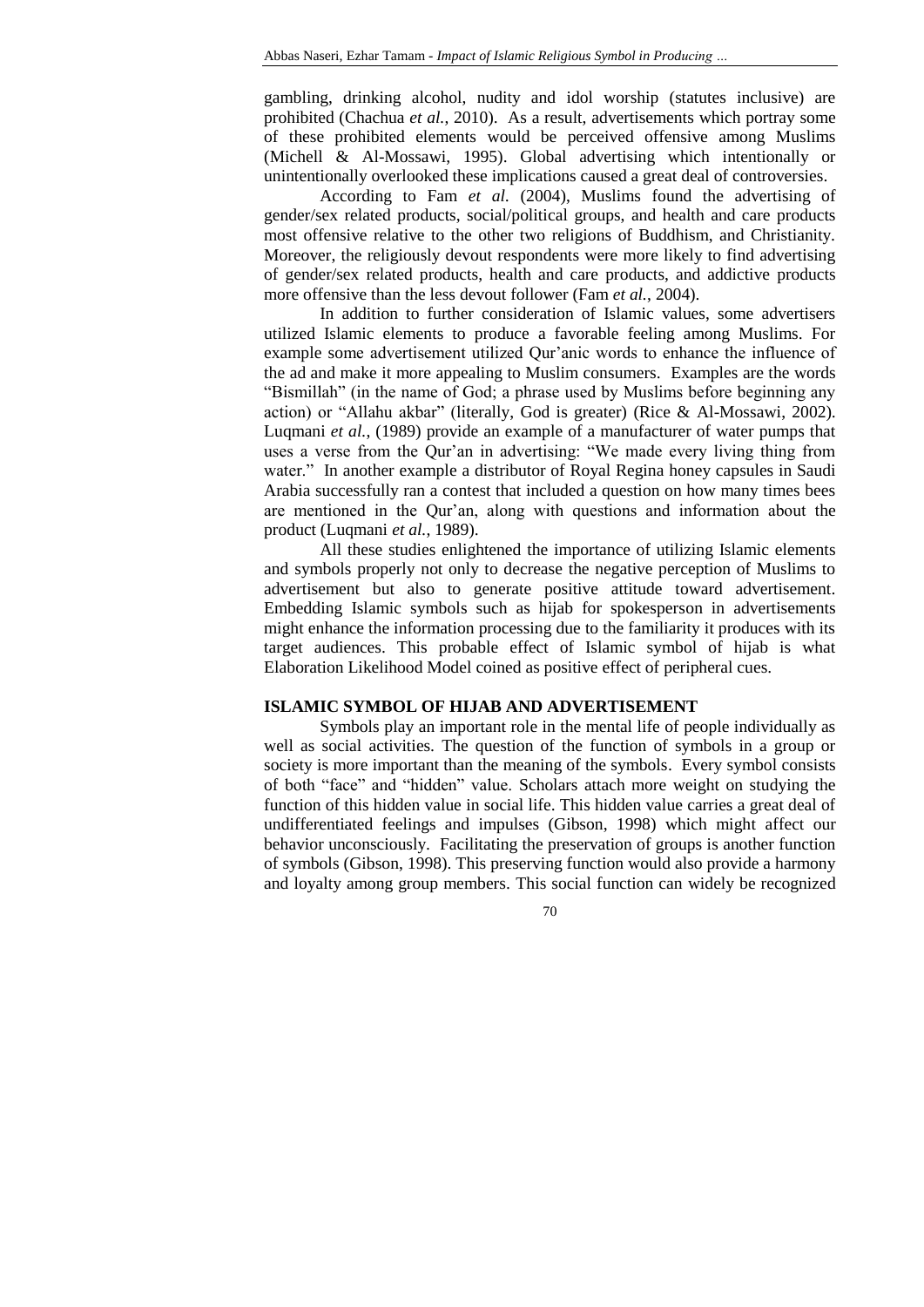gambling, drinking alcohol, nudity and idol worship (statutes inclusive) are prohibited (Chachua *et al.*, 2010). As a result, advertisements which portray some of these prohibited elements would be perceived offensive among Muslims (Michell & Al-Mossawi, 1995). Global advertising which intentionally or unintentionally overlooked these implications caused a great deal of controversies.

According to Fam *et al.* (2004), Muslims found the advertising of gender/sex related products, social/political groups, and health and care products most offensive relative to the other two religions of Buddhism, and Christianity. Moreover, the religiously devout respondents were more likely to find advertising of gender/sex related products, health and care products, and addictive products more offensive than the less devout follower (Fam *et al.*, 2004).

In addition to further consideration of Islamic values, some advertisers utilized Islamic elements to produce a favorable feeling among Muslims. For example some advertisement utilized Qur'anic words to enhance the influence of the ad and make it more appealing to Muslim consumers. Examples are the words "Bismillah" (in the name of God; a phrase used by Muslims before beginning any action) or "Allahu akbar" (literally, God is greater) (Rice & Al-Mossawi, 2002). Luqmani *et al.*, (1989) provide an example of a manufacturer of water pumps that uses a verse from the Qur'an in advertising: "We made every living thing from water." In another example a distributor of Royal Regina honey capsules in Saudi Arabia successfully ran a contest that included a question on how many times bees are mentioned in the Qur'an, along with questions and information about the product (Luqmani *et al.*, 1989).

All these studies enlightened the importance of utilizing Islamic elements and symbols properly not only to decrease the negative perception of Muslims to advertisement but also to generate positive attitude toward advertisement. Embedding Islamic symbols such as hijab for spokesperson in advertisements might enhance the information processing due to the familiarity it produces with its target audiences. This probable effect of Islamic symbol of hijab is what Elaboration Likelihood Model coined as positive effect of peripheral cues.

## ISLAMIC SYMBOL OF HIJAB AND ADVERTISEMENT

Symbols play an important role in the mental life of people individually as well as social activities. The question of the function of symbols in a group or society is more important than the meaning of the symbols. Every symbol consists of both "face" and "hidden" value. Scholars attach more weight on studying the function of this hidden value in social life. This hidden value carries a great deal of undifferentiated feelings and impulses (Gibson, 1998) which might affect our behavior unconsciously. Facilitating the preservation of groups is another function of symbols (Gibson, 1998). This preserving function would also provide a harmony and loyalty among group members. This social function can widely be recognized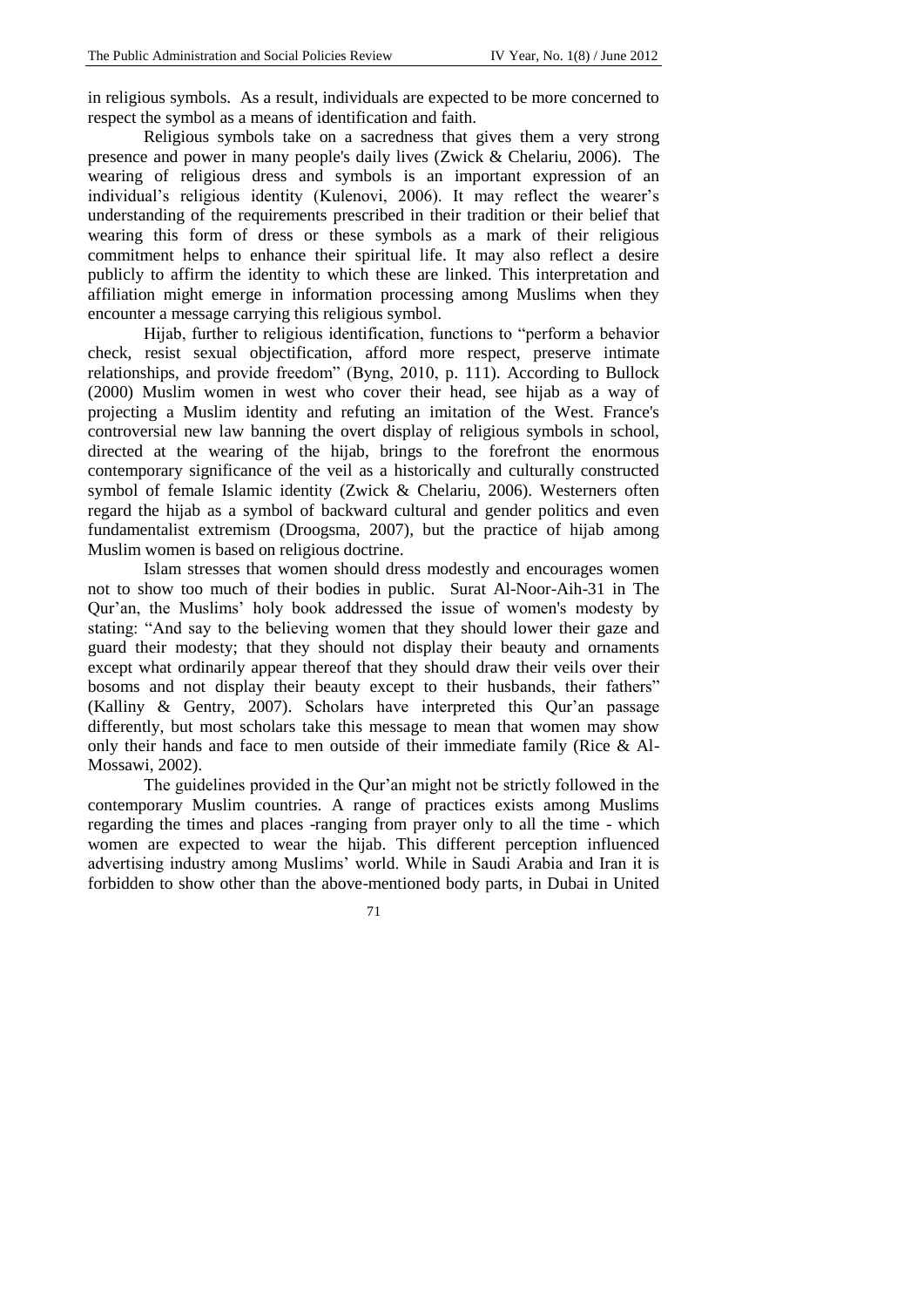in religious symbols. As a result, individuals are expected to be more concerned to respect the symbol as a means of identification and faith.

Religious symbols take on a sacredness that gives them a very strong presence and power in many people's daily lives (Zwick & Chelariu, 2006). The wearing of religious dress and symbols is an important expression of an individual's religious identity (Kulenovi, 2006). It may reflect the wearer's understanding of the requirements prescribed in their tradition or their belief that wearing this form of dress or these symbols as a mark of their religious commitment helps to enhance their spiritual life. It may also reflect a desire publicly to affirm the identity to which these are linked. This interpretation and affiliation might emerge in information processing among Muslims when they encounter a message carrying this religious symbol.

Hijab, further to religious identification, functions to "perform a behavior check, resist sexual objectification, afford more respect, preserve intimate relationships, and provide freedom" (Byng, 2010, p. 111). According to Bullock (2000) Muslim women in west who cover their head, see hijab as a way of projecting a Muslim identity and refuting an imitation of the West. France's controversial new law banning the overt display of religious symbols in school, directed at the wearing of the hijab, brings to the forefront the enormous contemporary significance of the veil as a historically and culturally constructed symbol of female Islamic identity (Zwick & Chelariu, 2006). Westerners often regard the hijab as a symbol of backward cultural and gender politics and even fundamentalist extremism (Droogsma, 2007), but the practice of hijab among Muslim women is based on religious doctrine.

Islam stresses that women should dress modestly and encourages women not to show too much of their bodies in public. Surat Al-Noor-Aih-31 in The Qur'an, the Muslims' holy book addressed the issue of women's modesty by stating: "And say to the believing women that they should lower their gaze and guard their modesty; that they should not display their beauty and ornaments except what ordinarily appear thereof that they should draw their veils over their bosoms and not display their beauty except to their husbands, their fathers" (Kalliny & Gentry, 2007). Scholars have interpreted this Qur'an passage differently, but most scholars take this message to mean that women may show only their hands and face to men outside of their immediate family (Rice & Al-Mossawi, 2002).

The guidelines provided in the Qur'an might not be strictly followed in the contemporary Muslim countries. A range of practices exists among Muslims regarding the times and places -ranging from prayer only to all the time - which women are expected to wear the hijab. This different perception influenced advertising industry among Muslims' world. While in Saudi Arabia and Iran it is forbidden to show other than the above-mentioned body parts, in Dubai in United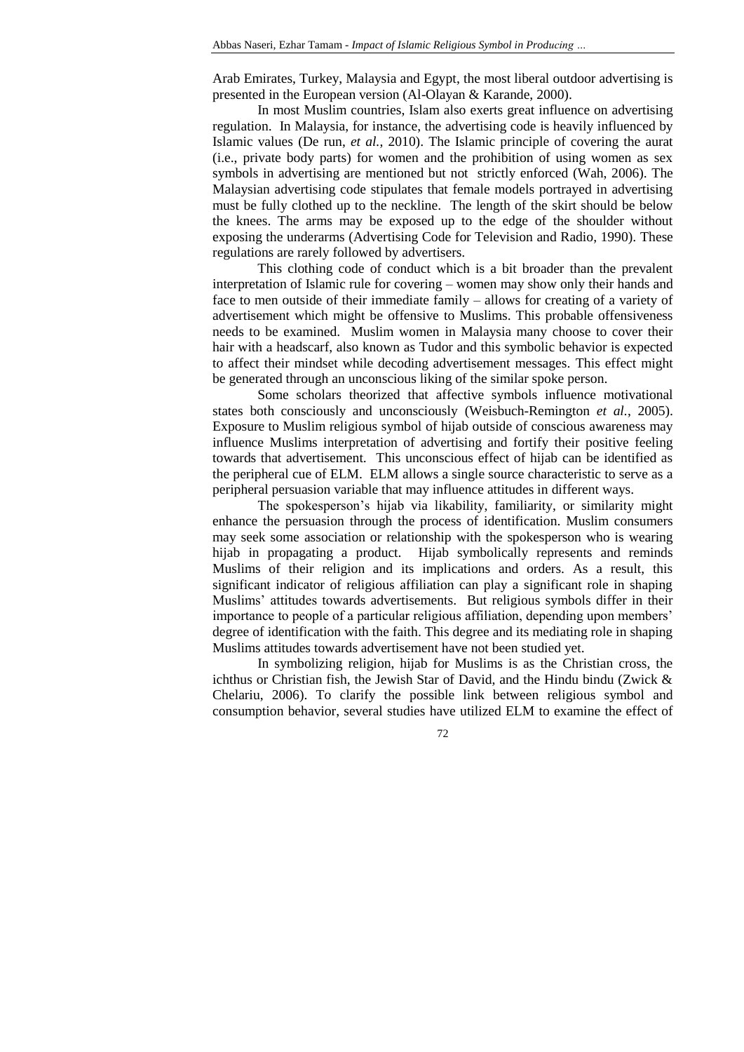Arab Emirates, Turkey, Malaysia and Egypt, the most liberal outdoor advertising is presented in the European version (Al-Olayan & Karande, 2000).

In most Muslim countries, Islam also exerts great influence on advertising regulation. In Malaysia, for instance, the advertising code is heavily influenced by Islamic values (De run, *et al.*, 2010). The Islamic principle of covering the aurat (i.e., private body parts) for women and the prohibition of using women as sex symbols in advertising are mentioned but not strictly enforced (Wah, 2006). The Malaysian advertising code stipulates that female models portrayed in advertising must be fully clothed up to the neckline. The length of the skirt should be below the knees. The arms may be exposed up to the edge of the shoulder without exposing the underarms (Advertising Code for Television and Radio, 1990). These regulations are rarely followed by advertisers.

This clothing code of conduct which is a bit broader than the prevalent interpretation of Islamic rule for covering – women may show only their hands and face to men outside of their immediate family – allows for creating of a variety of advertisement which might be offensive to Muslims. This probable offensiveness needs to be examined. Muslim women in Malaysia many choose to cover their hair with a headscarf, also known as Tudor and this symbolic behavior is expected to affect their mindset while decoding advertisement messages. This effect might be generated through an unconscious liking of the similar spoke person.

Some scholars theorized that affective symbols influence motivational states both consciously and unconsciously (Weisbuch-Remington *et al.*, 2005). Exposure to Muslim religious symbol of hijab outside of conscious awareness may influence Muslims interpretation of advertising and fortify their positive feeling towards that advertisement. This unconscious effect of hijab can be identified as the peripheral cue of ELM. ELM allows a single source characteristic to serve as a peripheral persuasion variable that may influence attitudes in different ways.

The spokesperson's hijab via likability, familiarity, or similarity might enhance the persuasion through the process of identification. Muslim consumers may seek some association or relationship with the spokesperson who is wearing hijab in propagating a product. Hijab symbolically represents and reminds Muslims of their religion and its implications and orders. As a result, this significant indicator of religious affiliation can play a significant role in shaping Muslims' attitudes towards advertisements. But religious symbols differ in their importance to people of a particular religious affiliation, depending upon members' degree of identification with the faith. This degree and its mediating role in shaping Muslims attitudes towards advertisement have not been studied yet.

In symbolizing religion, hijab for Muslims is as the Christian cross, the ichthus or Christian fish, the Jewish Star of David, and the Hindu bindu (Zwick & Chelariu, 2006). To clarify the possible link between religious symbol and consumption behavior, several studies have utilized ELM to examine the effect of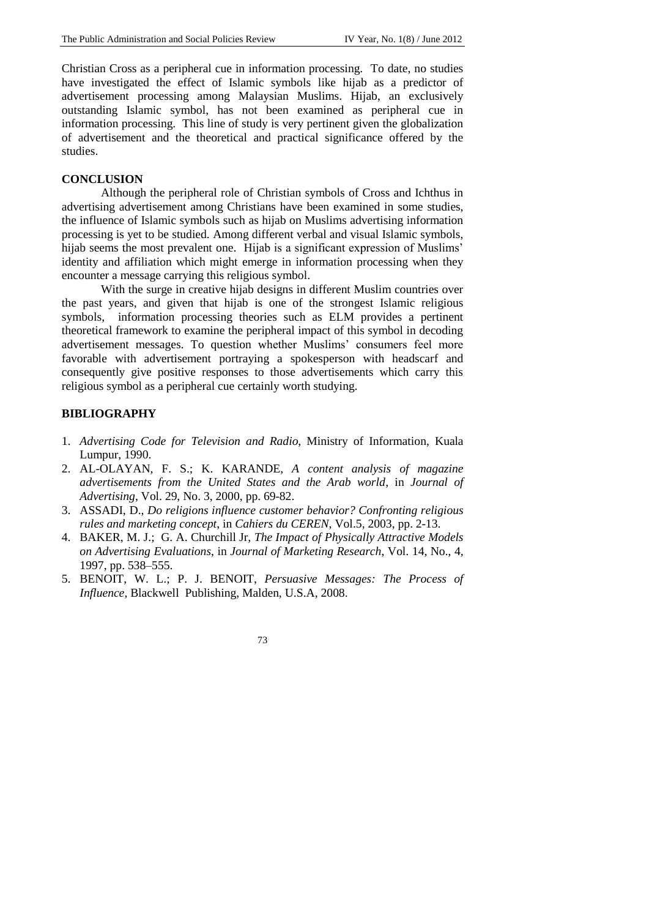Christian Cross as a peripheral cue in information processing. To date, no studies have investigated the effect of Islamic symbols like hijab as a predictor of advertisement processing among Malaysian Muslims. Hijab, an exclusively outstanding Islamic symbol, has not been examined as peripheral cue in information processing. This line of study is very pertinent given the globalization of advertisement and the theoretical and practical significance offered by the studies.

## CONCLUSION

Although the peripheral role of Christian symbols of Cross and Ichthus in advertising advertisement among Christians have been examined in some studies, the influence of Islamic symbols such as hijab on Muslims advertising information processing is yet to be studied. Among different verbal and visual Islamic symbols, hijab seems the most prevalent one. Hijab is a significant expression of Muslims' identity and affiliation which might emerge in information processing when they encounter a message carrying this religious symbol.

With the surge in creative hijab designs in different Muslim countries over the past years, and given that hijab is one of the strongest Islamic religious symbols, information processing theories such as ELM provides a pertinent theoretical framework to examine the peripheral impact of this symbol in decoding advertisement messages. To question whether Muslims' consumers feel more favorable with advertisement portraying a spokesperson with headscarf and consequently give positive responses to those advertisements which carry this religious symbol as a peripheral cue certainly worth studying.

## BIBLIOGRAPHY

1. *Advertising Code for Television and Radio*, Ministry of Information, Kuala Lumpur, 1990.
2. AL-OLAYAN, F. S.; K. KARANDE, *A content analysis of magazine advertisements from the United States and the Arab world*, in *Journal of Advertising*, Vol. 29, No. 3, 2000, pp. 69-82.
3. ASSADI, D., *Do religions influence customer behavior? Confronting religious rules and marketing concept*, in *Cahiers du CEREN*, Vol.5, 2003, pp. 2-13.
4. BAKER, M. J.; G. A. Churchill Jr, *The Impact of Physically Attractive Models on Advertising Evaluations*, in *Journal of Marketing Research*, Vol. 14, No., 4, 1997, pp. 538–555.
5. BENOIT, W. L.; P. J. BENOIT, *Persuasive Messages: The Process of Influence*, Blackwell Publishing, Malden, U.S.A, 2008.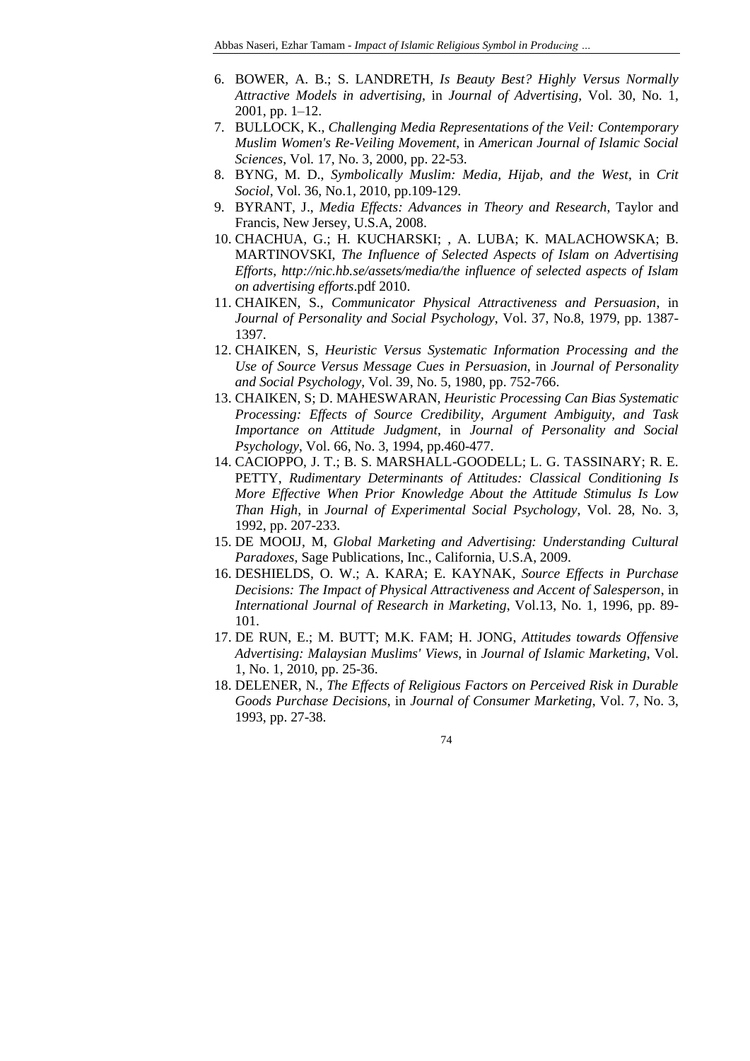6. BOWER, A. B.; S. LANDRETH, *Is Beauty Best? Highly Versus Normally Attractive Models in advertising*, in *Journal of Advertising*, Vol. 30, No. 1, 2001, pp. 1–12.
7. BULLOCK, K., *Challenging Media Representations of the Veil: Contemporary Muslim Women's Re-Veiling Movement*, in *American Journal of Islamic Social Sciences*, Vol. 17, No. 3, 2000, pp. 22-53.
8. BYNG, M. D., *Symbolically Muslim: Media, Hijab, and the West*, in *Crit Sociol*, Vol. 36, No.1, 2010, pp.109-129.
9. BYRANT, J., *Media Effects: Advances in Theory and Research*, Taylor and Francis, New Jersey, U.S.A, 2008.
10. CHACHUA, G.; H. KUCHARSKI; , A. LUBA; K. MALACHOWSKA; B. MARTINOVSKI, *The Influence of Selected Aspects of Islam on Advertising Efforts*, *http://nic.hb.se/assets/media/the influence of selected aspects of Islam on advertising efforts*.pdf 2010.
11. CHAIKEN, S., *Communicator Physical Attractiveness and Persuasion*, in *Journal of Personality and Social Psychology*, Vol. 37, No.8, 1979, pp. 1387-1397.
12. CHAIKEN, S, *Heuristic Versus Systematic Information Processing and the Use of Source Versus Message Cues in Persuasion*, in *Journal of Personality and Social Psychology*, Vol. 39, No. 5, 1980, pp. 752-766.
13. CHAIKEN, S; D. MAHESWARAN, *Heuristic Processing Can Bias Systematic Processing: Effects of Source Credibility, Argument Ambiguity, and Task Importance on Attitude Judgment*, in *Journal of Personality and Social Psychology*, Vol. 66, No. 3, 1994, pp.460-477.
14. CACIOPPO, J. T.; B. S. MARSHALL-GOODELL; L. G. TASSINARY; R. E. PETTY, *Rudimentary Determinants of Attitudes: Classical Conditioning Is More Effective When Prior Knowledge About the Attitude Stimulus Is Low Than High*, in *Journal of Experimental Social Psychology*, Vol. 28, No. 3, 1992, pp. 207-233.
15. DE MOOIJ, M, *Global Marketing and Advertising: Understanding Cultural Paradoxes*, Sage Publications, Inc., California, U.S.A, 2009.
16. DESHIELDS, O. W.; A. KARA; E. KAYNAK, *Source Effects in Purchase Decisions: The Impact of Physical Attractiveness and Accent of Salesperson*, in *International Journal of Research in Marketing*, Vol.13, No. 1, 1996, pp. 89-101.
17. DE RUN, E.; M. BUTT; M.K. FAM; H. JONG, *Attitudes towards Offensive Advertising: Malaysian Muslims' Views*, in *Journal of Islamic Marketing*, Vol. 1, No. 1, 2010, pp. 25-36.
18. DELENER, N*., The Effects of Religious Factors on Perceived Risk in Durable Goods Purchase Decisions*, in *Journal of Consumer Marketing*, Vol. 7, No. 3, 1993, pp. 27-38.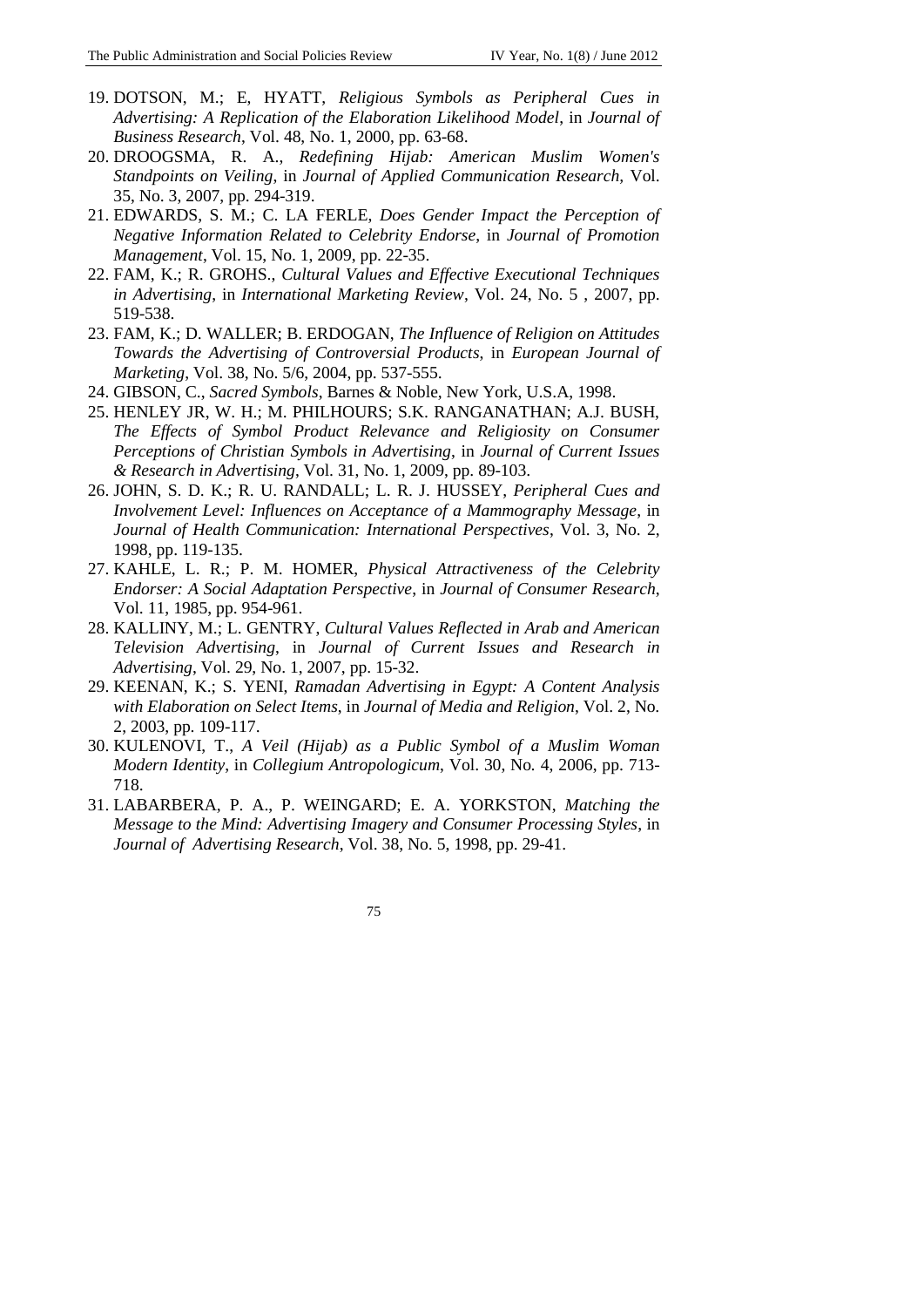19. DOTSON, M.; E, HYATT, *Religious Symbols as Peripheral Cues in Advertising: A Replication of the Elaboration Likelihood Model*, in *Journal of Business Research*, Vol. 48, No. 1, 2000, pp. 63-68.
20. DROOGSMA, R. A., *Redefining Hijab: American Muslim Women's Standpoints on Veiling*, in *Journal of Applied Communication Research*, Vol. 35, No. 3, 2007, pp. 294-319.
21. EDWARDS, S. M.; C. LA FERLE, *Does Gender Impact the Perception of Negative Information Related to Celebrity Endorse*, in *Journal of Promotion Management*, Vol. 15, No. 1, 2009, pp. 22-35.
22. FAM, K.; R. GROHS., *Cultural Values and Effective Executional Techniques in Advertising*, in *International Marketing Review*, Vol. 24, No. 5 , 2007, pp. 519-538.
23. FAM, K.; D. WALLER; B. ERDOGAN, *The Influence of Religion on Attitudes Towards the Advertising of Controversial Products*, in *European Journal of Marketing*, Vol. 38, No. 5/6, 2004, pp. 537-555.
24. GIBSON, C., *Sacred Symbols*, Barnes & Noble, New York, U.S.A, 1998.
25. HENLEY JR, W. H.; M. PHILHOURS; S.K. RANGANATHAN; A.J. BUSH, *The Effects of Symbol Product Relevance and Religiosity on Consumer Perceptions of Christian Symbols in Advertising*, in *Journal of Current Issues & Research in Advertising*, Vol. 31, No. 1, 2009, pp. 89-103.
26. JOHN, S. D. K.; R. U. RANDALL; L. R. J. HUSSEY, *Peripheral Cues and Involvement Level: Influences on Acceptance of a Mammography Message*, in *Journal of Health Communication: International Perspectives*, Vol. 3, No. 2, 1998, pp. 119-135.
27. KAHLE, L. R.; P. M. HOMER, *Physical Attractiveness of the Celebrity Endorser: A Social Adaptation Perspective*, in *Journal of Consumer Research*, Vol. 11, 1985, pp. 954-961.
28. KALLINY, M.; L. GENTRY, *Cultural Values Reflected in Arab and American Television Advertising*, in *Journal of Current Issues and Research in Advertising*, Vol. 29, No. 1, 2007, pp. 15-32.
29. KEENAN, K.; S. YENI, *Ramadan Advertising in Egypt: A Content Analysis with Elaboration on Select Items*, in *Journal of Media and Religion*, Vol. 2, No. 2, 2003, pp. 109-117.
30. KULENOVI, T., *A Veil (Hijab) as a Public Symbol of a Muslim Woman Modern Identity*, in *Collegium Antropologicum*, Vol. 30, No. 4, 2006, pp. 713-718.
31. LABARBERA, P. A., P. WEINGARD; E. A. YORKSTON, *Matching the Message to the Mind: Advertising Imagery and Consumer Processing Styles*, in *Journal of Advertising Research*, Vol. 38, No. 5, 1998, pp. 29-41.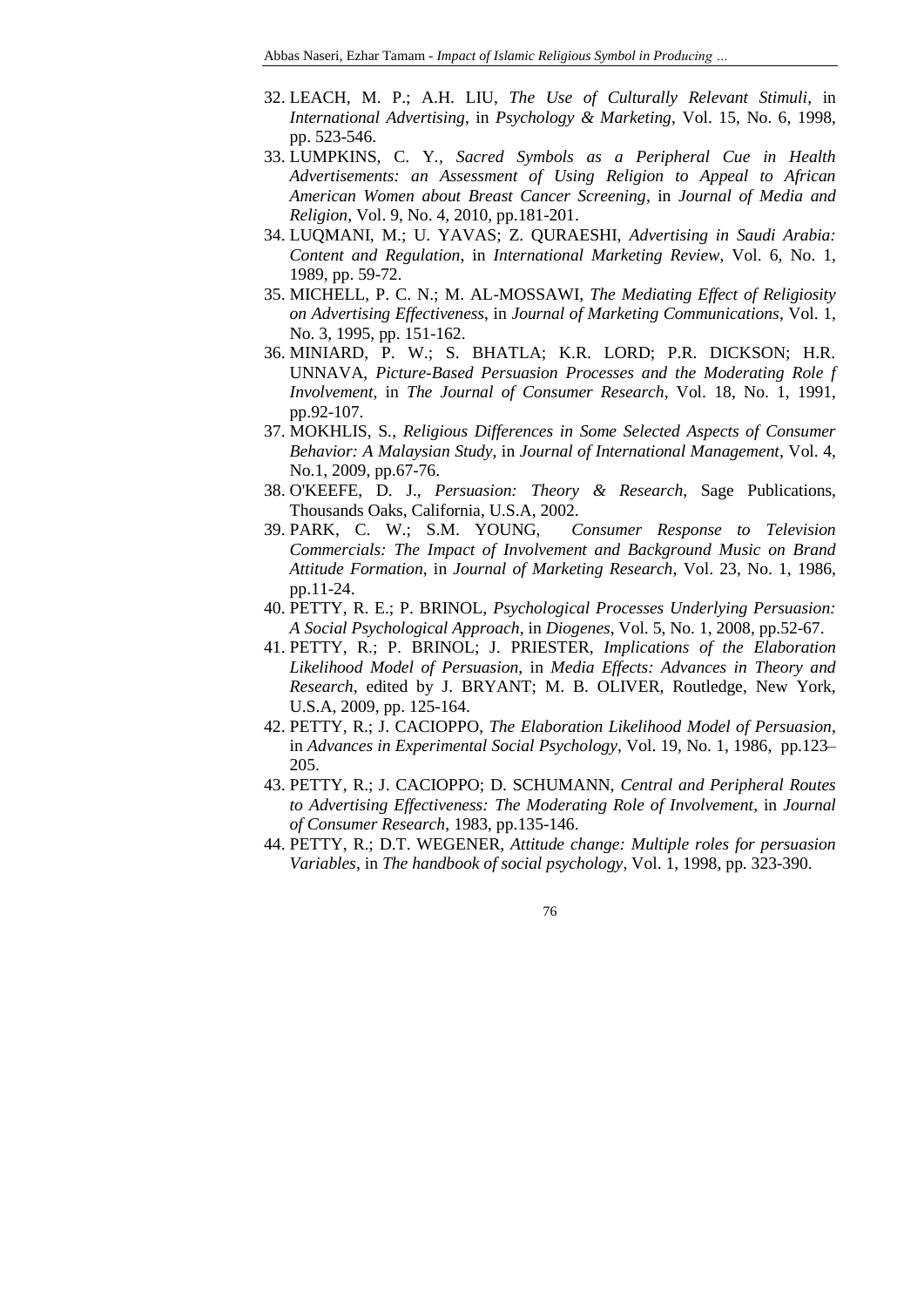32. LEACH, M. P.; A.H. LIU, *The Use of Culturally Relevant Stimuli*, in *International Advertising*, in *Psychology & Marketing*, Vol. 15, No. 6, 1998, pp. 523-546.
33. LUMPKINS, C. Y., *Sacred Symbols as a Peripheral Cue in Health Advertisements: an Assessment of Using Religion to Appeal to African American Women about Breast Cancer Screening*, in *Journal of Media and Religion*, Vol. 9, No. 4, 2010, pp.181-201.
34. LUQMANI, M.; U. YAVAS; Z. QURAESHI, *Advertising in Saudi Arabia: Content and Regulation*, in *International Marketing Review*, Vol. 6, No. 1, 1989, pp. 59-72.
35. MICHELL, P. C. N.; M. AL-MOSSAWI, *The Mediating Effect of Religiosity on Advertising Effectiveness*, in *Journal of Marketing Communications*, Vol. 1, No. 3, 1995, pp. 151-162.
36. MINIARD, P. W.; S. BHATLA; K.R. LORD; P.R. DICKSON; H.R. UNNAVA, *Picture-Based Persuasion Processes and the Moderating Role f Involvement*, in *The Journal of Consumer Research*, Vol. 18, No. 1, 1991, pp.92-107.
37. MOKHLIS, S., *Religious Differences in Some Selected Aspects of Consumer Behavior: A Malaysian Study*, in *Journal of International Management*, Vol. 4, No.1, 2009, pp.67-76.
38. O'KEEFE, D. J., *Persuasion: Theory & Research*, Sage Publications, Thousands Oaks, California, U.S.A, 2002.
39. PARK, C. W.; S.M. YOUNG, *Consumer Response to Television Commercials: The Impact of Involvement and Background Music on Brand Attitude Formation*, in *Journal of Marketing Research*, Vol. 23, No. 1, 1986, pp.11-24.
40. PETTY, R. E.; P. BRINOL, *Psychological Processes Underlying Persuasion: A Social Psychological Approach*, in *Diogenes*, Vol. 5, No. 1, 2008, pp.52-67.
41. PETTY, R.; P. BRINOL; J. PRIESTER, *Implications of the Elaboration Likelihood Model of Persuasion*, in *Media Effects: Advances in Theory and Research*, edited by J. BRYANT; M. B. OLIVER, Routledge, New York, U.S.A, 2009, pp. 125-164.
42. PETTY, R.; J. CACIOPPO, *The Elaboration Likelihood Model of Persuasion*, in *Advances in Experimental Social Psychology*, Vol. 19, No. 1, 1986, pp.123–205.
43. PETTY, R.; J. CACIOPPO; D. SCHUMANN, *Central and Peripheral Routes to Advertising Effectiveness: The Moderating Role of Involvement*, in *Journal of Consumer Research*, 1983, pp.135-146.
44. PETTY, R.; D.T. WEGENER, *Attitude change: Multiple roles for persuasion Variables*, in *The handbook of social psychology*, Vol. 1, 1998, pp. 323-390.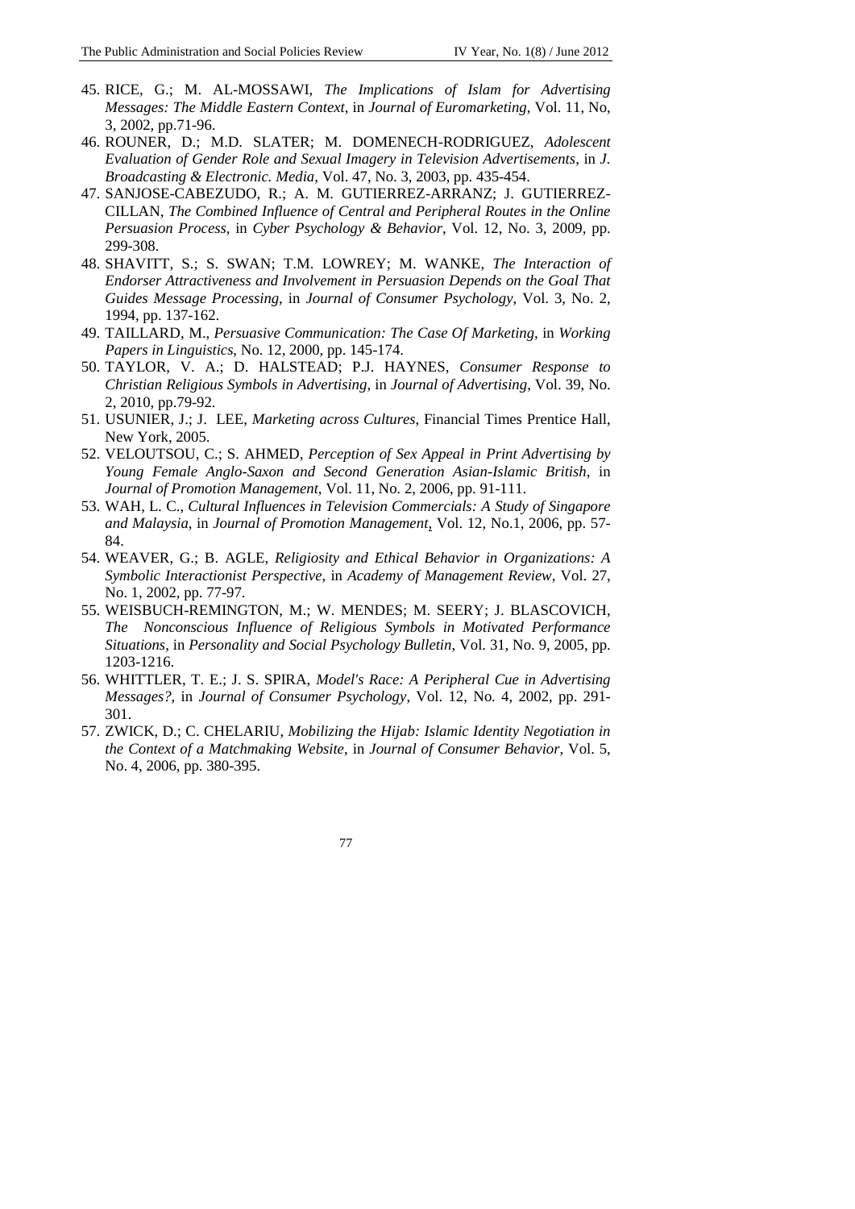45. RICE, G.; M. AL-MOSSAWI, *The Implications of Islam for Advertising Messages: The Middle Eastern Context*, in *Journal of Euromarketing*, Vol. 11, No, 3, 2002, pp.71-96.
46. ROUNER, D.; M.D. SLATER; M. DOMENECH-RODRIGUEZ, *Adolescent Evaluation of Gender Role and Sexual Imagery in Television Advertisements*, in *J. Broadcasting & Electronic. Media*, Vol. 47, No. 3, 2003, pp. 435-454.
47. SANJOSE-CABEZUDO, R.; A. M. GUTIERREZ-ARRANZ; J. GUTIERREZ-CILLAN, *The Combined Influence of Central and Peripheral Routes in the Online Persuasion Process*, in *Cyber Psychology & Behavior*, Vol. 12, No. 3, 2009, pp. 299-308.
48. SHAVITT, S.; S. SWAN; T.M. LOWREY; M. WANKE, *The Interaction of Endorser Attractiveness and Involvement in Persuasion Depends on the Goal That Guides Message Processing*, in *Journal of Consumer Psychology*, Vol. 3, No. 2, 1994, pp. 137-162.
49. TAILLARD, M., *Persuasive Communication: The Case Of Marketing*, in *Working Papers in Linguistics*, No. 12, 2000, pp. 145-174.
50. TAYLOR, V. A.; D. HALSTEAD; P.J. HAYNES, *Consumer Response to Christian Religious Symbols in Advertising*, in *Journal of Advertising*, Vol. 39, No. 2, 2010, pp.79-92.
51. USUNIER, J.; J. LEE, *Marketing across Cultures*, Financial Times Prentice Hall, New York, 2005.
52. VELOUTSOU, C.; S. AHMED, *Perception of Sex Appeal in Print Advertising by Young Female Anglo-Saxon and Second Generation Asian-Islamic British*, in *Journal of Promotion Management*, Vol. 11, No. 2, 2006, pp. 91-111.
53. WAH, L. C., *Cultural Influences in Television Commercials: A Study of Singapore and Malaysia*, in *Journal of Promotion Management*, Vol. 12, No.1, 2006, pp. 57-84.
54. WEAVER, G.; B. AGLE, *Religiosity and Ethical Behavior in Organizations: A Symbolic Interactionist Perspective*, in *Academy of Management Review*, Vol. 27, No. 1, 2002, pp. 77-97.
55. WEISBUCH-REMINGTON, M.; W. MENDES; M. SEERY; J. BLASCOVICH, *The Nonconscious Influence of Religious Symbols in Motivated Performance Situations*, in *Personality and Social Psychology Bulletin*, Vol. 31, No. 9, 2005, pp. 1203-1216.
56. WHITTLER, T. E.; J. S. SPIRA, *Model's Race: A Peripheral Cue in Advertising Messages?*, in *Journal of Consumer Psychology*, Vol. 12, No. 4, 2002, pp. 291-301.
57. ZWICK, D.; C. CHELARIU, *Mobilizing the Hijab: Islamic Identity Negotiation in the Context of a Matchmaking Website*, in *Journal of Consumer Behavior*, Vol. 5, No. 4, 2006, pp. 380-395.